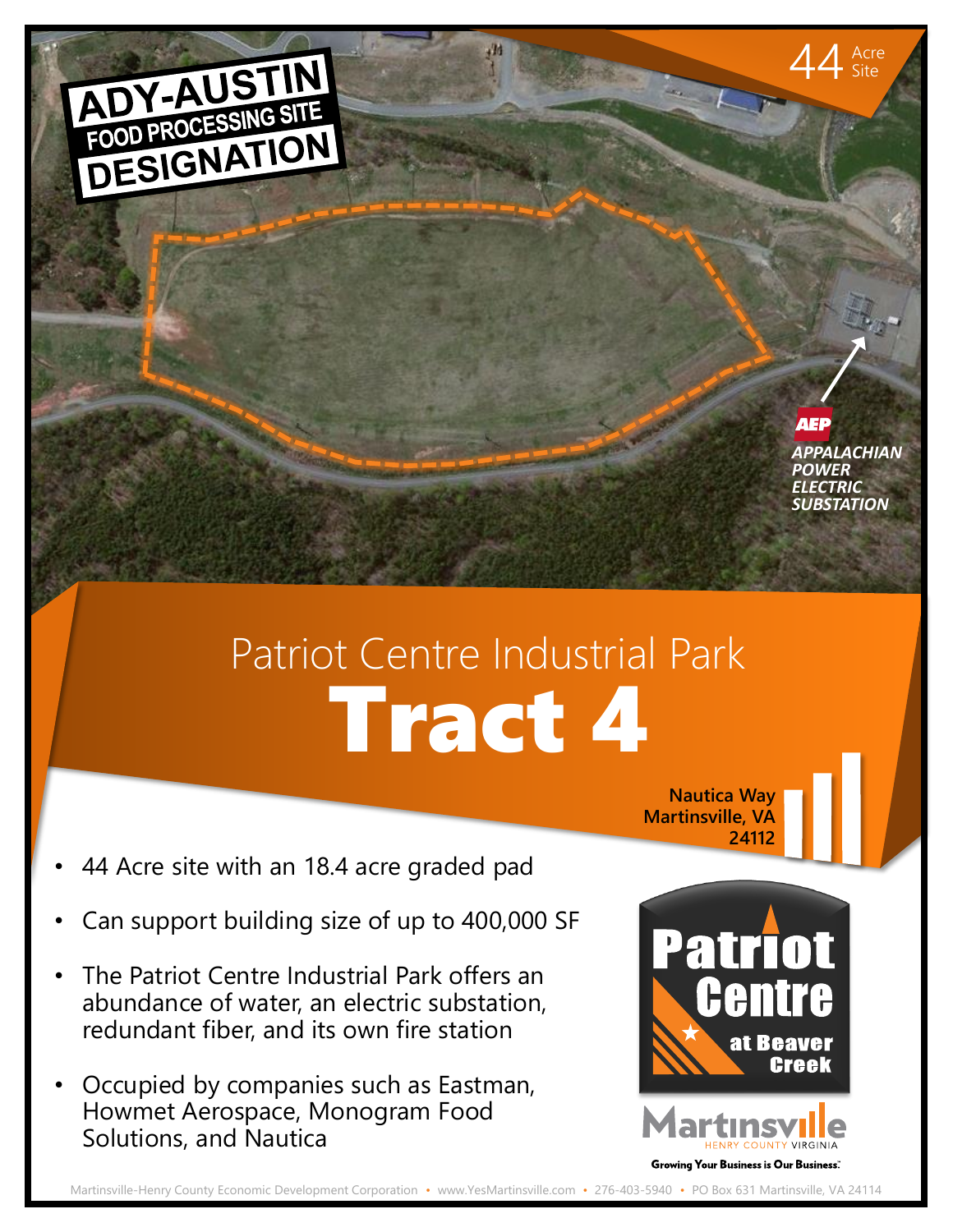**ADY-AUSTIN FOOD PROCESSING SITE DESIGNATION**

44 Acre Site

**AEP**
***APPALACHIAN POWER ELECTRIC SUBSTATION***

# Patriot Centre Industrial Park
# Tract 4

**Nautica Way**
**Martinsville, VA**
**24112**

- 44 Acre site with an 18.4 acre graded pad
- Can support building size of up to 400,000 SF
- The Patriot Centre Industrial Park offers an abundance of water, an electric substation, redundant fiber, and its own fire station
- Occupied by companies such as Eastman, Howmet Aerospace, Monogram Food Solutions, and Nautica

**Patriot Centre at Beaver Creek**

Martinsville HENRY COUNTY VIRGINIA
**Growing Your Business is Our Business.**

Martinsville-Henry County Economic Development Corporation • www.YesMartinsville.com • 276-403-5940 • PO Box 631 Martinsville, VA 24114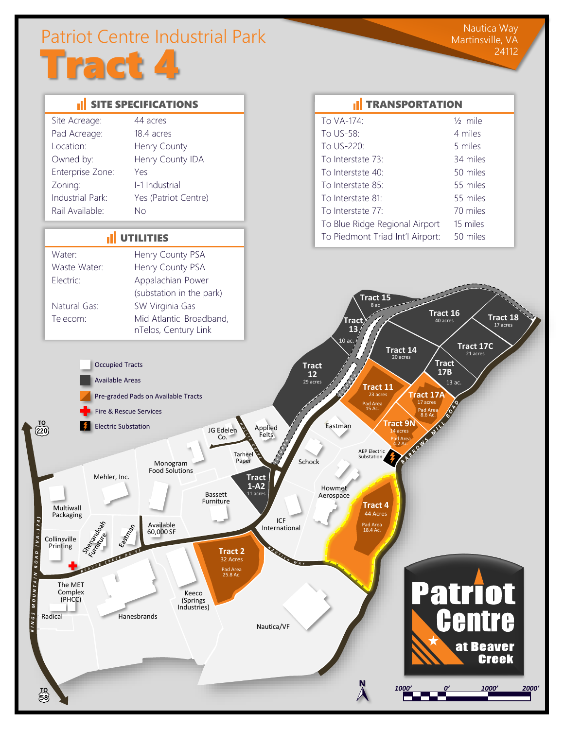# Patriot Centre Industrial Park

# Tract 4

Nautica Way
Martinsville, VA
24112

## SITE SPECIFICATIONS

| | |
|---|---|
| Site Acreage: | 44 acres |
| Pad Acreage: | 18.4 acres |
| Location: | Henry County |
| Owned by: | Henry County IDA |
| Enterprise Zone: | Yes |
| Zoning: | I-1 Industrial |
| Industrial Park: | Yes (Patriot Centre) |
| Rail Available: | No |

## UTILITIES

| | |
|---|---|
| Water: | Henry County PSA |
| Waste Water: | Henry County PSA |
| Electric: | Appalachian Power (substation in the park) |
| Natural Gas: | SW Virginia Gas |
| Telecom: | Mid Atlantic Broadband, nTelos, Century Link |

## TRANSPORTATION

| | |
|---|---|
| To VA-174: | ½ mile |
| To US-58: | 4 miles |
| To US-220: | 5 miles |
| To Interstate 73: | 34 miles |
| To Interstate 40: | 50 miles |
| To Interstate 85: | 55 miles |
| To Interstate 81: | 55 miles |
| To Interstate 77: | 70 miles |
| To Blue Ridge Regional Airport | 15 miles |
| To Piedmont Triad Int'l Airport: | 50 miles |

Occupied Tracts
Available Areas
Pre-graded Pads on Available Tracts
Fire & Rescue Services
Electric Substation

Tract 15 8 ac
Tract 16 40 acres
Tract 18 17 acres
Tract 13 10 ac.
Tract 14 20 acres
Tract 17C 21 acres
Tract 17B 13 ac.
Tract 12 29 acres
Tract 11 23 acres Pad Area 15 Ac.
Tract 17A 17 acres Pad Area 8.6 Ac.
Tract 9N 14 acres Pad Area 4.2 Ac.
Tract 1-A2 11 acres
Tract 4 44 Acres Pad Area 18.4 Ac.
Tract 2 32 Acres Pad Area 25.8 Ac.

Eastman
AEP Electric Substation
Applied Felts
JG Edelen Co.
Tarheel Paper
Schock
Monogram Food Solutions
Mehler, Inc.
Bassett Furniture
Howmet Aerospace
Multiwall Packaging
ICF International
Available 60,000 SF
Collinsville Printing
Shenandoah Furniture
Eastman
The MET Complex (PHCC)
Radical
Hanesbrands
Keeco (Springs Industries)
Nautica/VF

Hollie Drive
Barrows Mill Road
Beaver Creek Drive
Nautica Way
Kings Mountain Road (VA-174)

TO 220
TO 58

1000' 0' 1000' 2000'

Patriot Centre at Beaver Creek